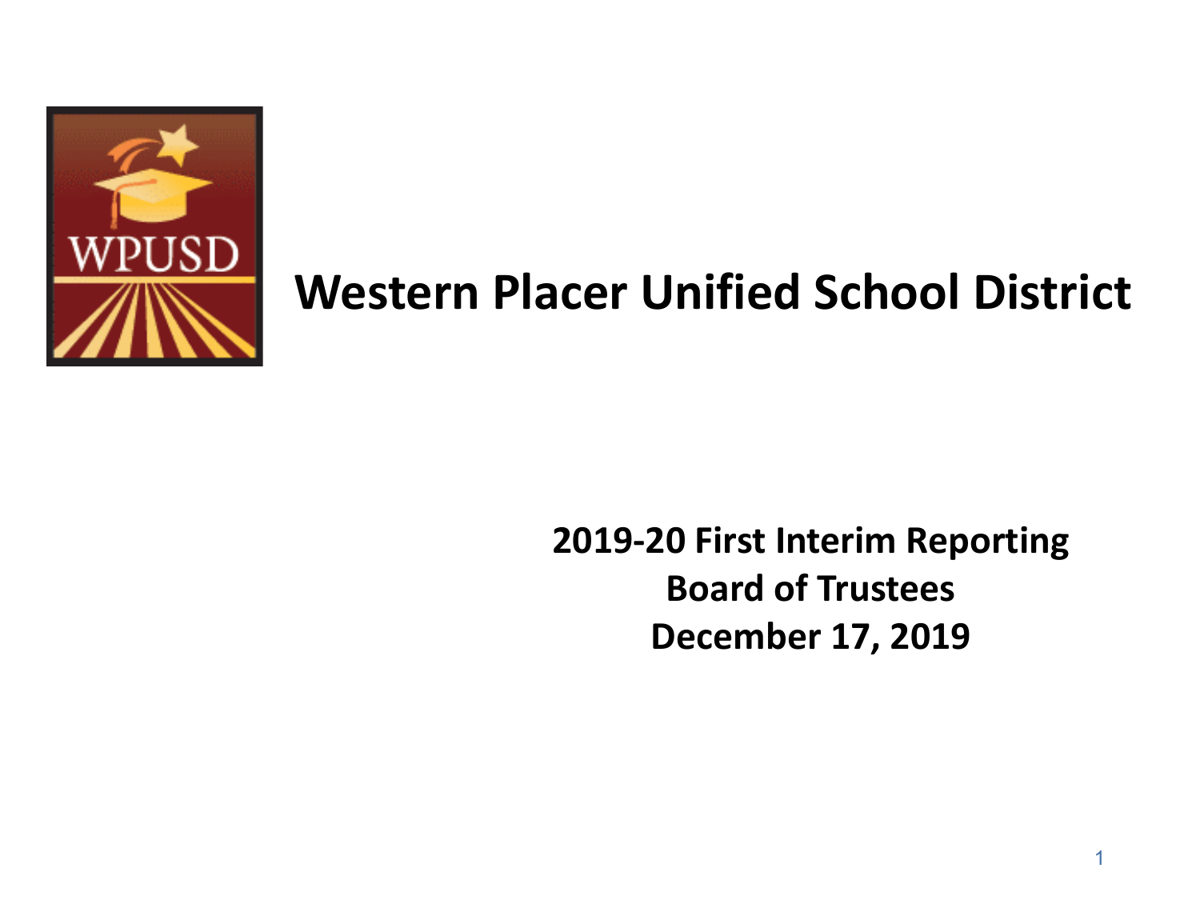# Western Placer Unified School District

**2019-20 First Interim Reporting**
**Board of Trustees**
**December 17, 2019**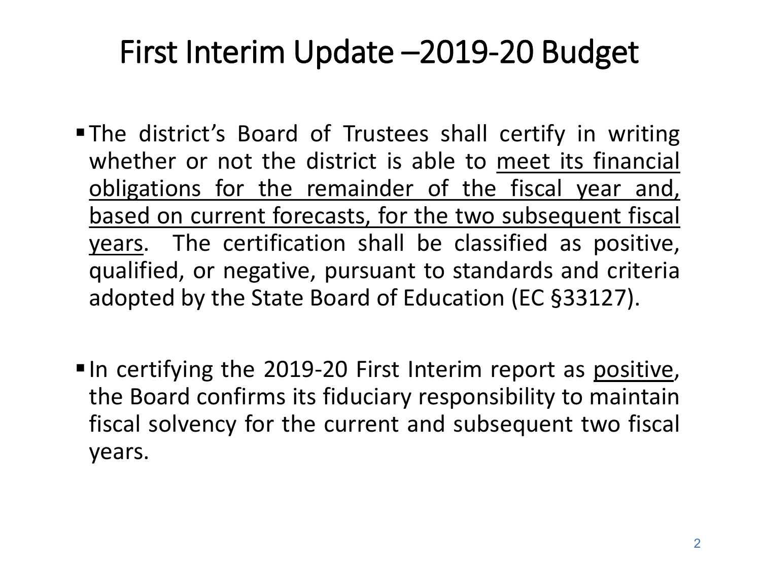# First Interim Update –2019-20 Budget

- The district's Board of Trustees shall certify in writing whether or not the district is able to <u>meet its financial obligations for the remainder of the fiscal year and, based on current forecasts, for the two subsequent fiscal years</u>. The certification shall be classified as positive, qualified, or negative, pursuant to standards and criteria adopted by the State Board of Education (EC §33127).

- In certifying the 2019-20 First Interim report as <u>positive</u>, the Board confirms its fiduciary responsibility to maintain fiscal solvency for the current and subsequent two fiscal years.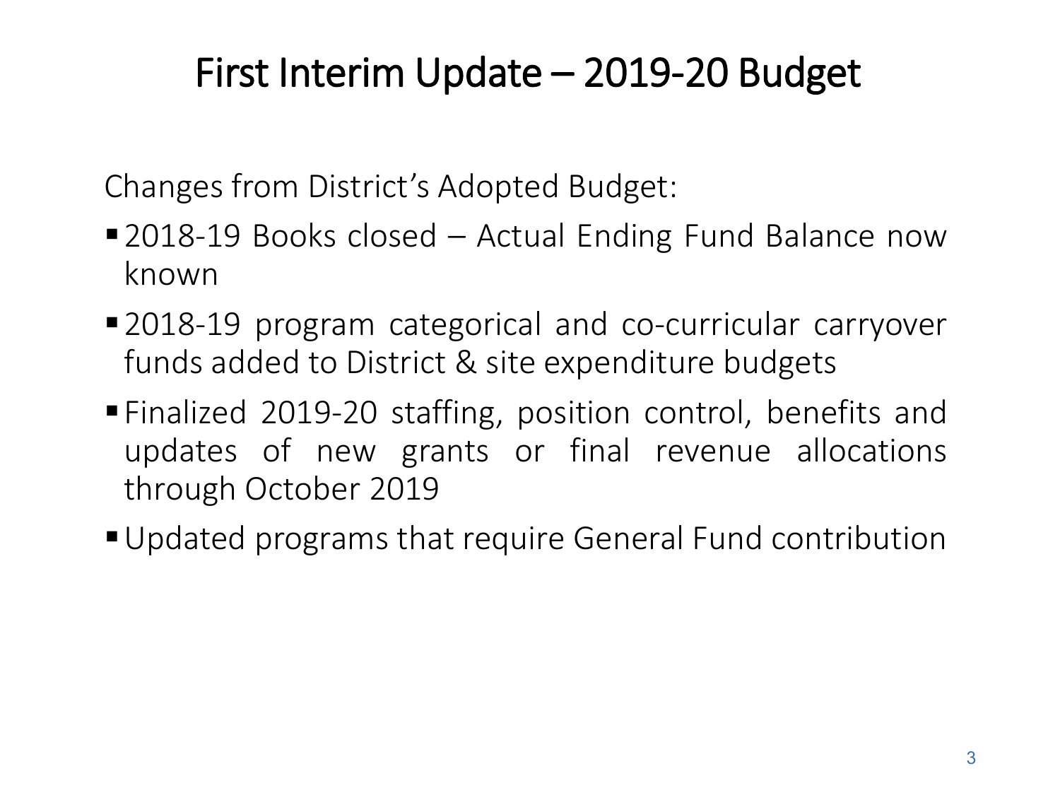# First Interim Update – 2019-20 Budget

Changes from District's Adopted Budget:

- 2018-19 Books closed – Actual Ending Fund Balance now known
- 2018-19 program categorical and co-curricular carryover funds added to District & site expenditure budgets
- Finalized 2019-20 staffing, position control, benefits and updates of new grants or final revenue allocations through October 2019
- Updated programs that require General Fund contribution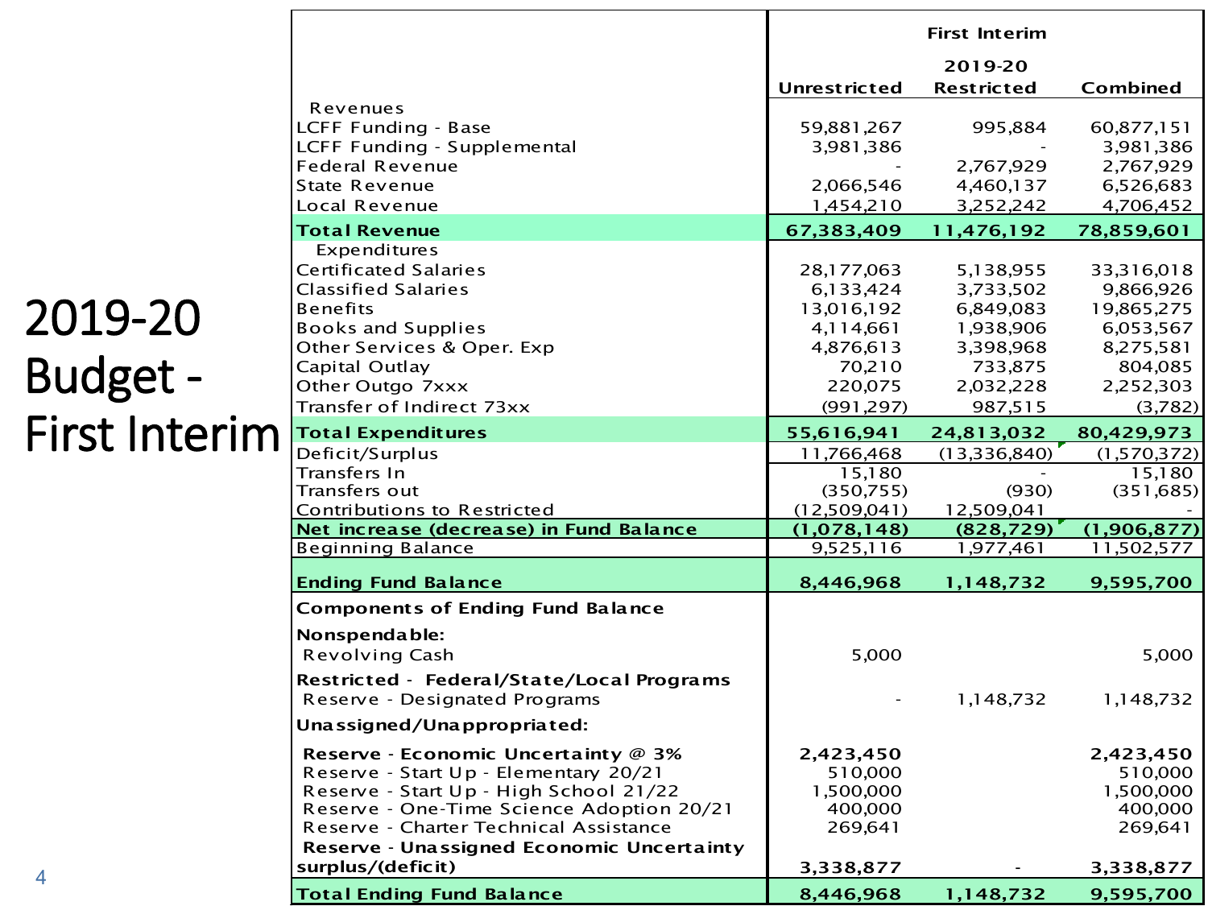# 2019-20 Budget - First Interim

| | First Interim | | |
|---|---|---|---|
| | | 2019-20 | |
| | Unrestricted | Restricted | Combined |
| Revenues | | | |
| LCFF Funding - Base | 59,881,267 | 995,884 | 60,877,151 |
| LCFF Funding - Supplemental | 3,981,386 | - | 3,981,386 |
| Federal Revenue | - | 2,767,929 | 2,767,929 |
| State Revenue | 2,066,546 | 4,460,137 | 6,526,683 |
| Local Revenue | 1,454,210 | 3,252,242 | 4,706,452 |
| **Total Revenue** | **67,383,409** | **11,476,192** | **78,859,601** |
| Expenditures | | | |
| Certificated Salaries | 28,177,063 | 5,138,955 | 33,316,018 |
| Classified Salaries | 6,133,424 | 3,733,502 | 9,866,926 |
| Benefits | 13,016,192 | 6,849,083 | 19,865,275 |
| Books and Supplies | 4,114,661 | 1,938,906 | 6,053,567 |
| Other Services & Oper. Exp | 4,876,613 | 3,398,968 | 8,275,581 |
| Capital Outlay | 70,210 | 733,875 | 804,085 |
| Other Outgo 7xxx | 220,075 | 2,032,228 | 2,252,303 |
| Transfer of Indirect 73xx | (991,297) | 987,515 | (3,782) |
| **Total Expenditures** | **55,616,941** | **24,813,032** | **80,429,973** |
| Deficit/Surplus | 11,766,468 | (13,336,840) | (1,570,372) |
| Transfers In | 15,180 | - | 15,180 |
| Transfers out | (350,755) | (930) | (351,685) |
| Contributions to Restricted | (12,509,041) | 12,509,041 | - |
| **Net increase (decrease) in Fund Balance** | **(1,078,148)** | **(828,729)** | **(1,906,877)** |
| Beginning Balance | 9,525,116 | 1,977,461 | 11,502,577 |
| **Ending Fund Balance** | **8,446,968** | **1,148,732** | **9,595,700** |
| **Components of Ending Fund Balance** | | | |
| **Nonspendable:** | | | |
| Revolving Cash | 5,000 | | 5,000 |
| **Restricted - Federal/State/Local Programs** | | | |
| Reserve - Designated Programs | - | 1,148,732 | 1,148,732 |
| **Unassigned/Unappropriated:** | | | |
| **Reserve - Economic Uncertainty @ 3%** | **2,423,450** | | **2,423,450** |
| Reserve - Start Up - Elementary 20/21 | 510,000 | | 510,000 |
| Reserve - Start Up - High School 21/22 | 1,500,000 | | 1,500,000 |
| Reserve - One-Time Science Adoption 20/21 | 400,000 | | 400,000 |
| Reserve - Charter Technical Assistance | 269,641 | | 269,641 |
| **Reserve - Unassigned Economic Uncertainty surplus/(deficit)** | **3,338,877** | - | **3,338,877** |
| **Total Ending Fund Balance** | **8,446,968** | **1,148,732** | **9,595,700** |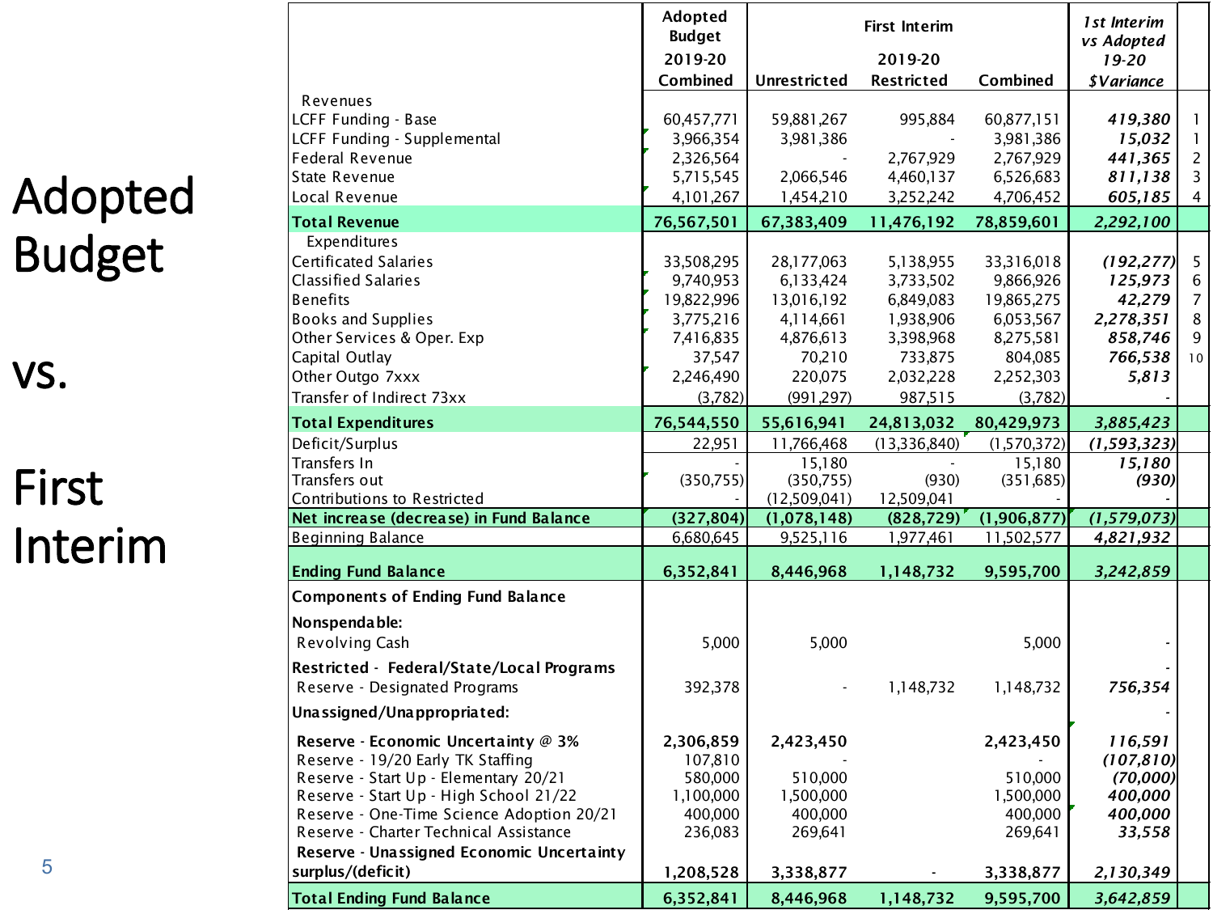# Adopted Budget vs. First Interim

| | Adopted Budget 2019-20 Combined | First Interim 2019-20 Unrestricted | Restricted | Combined | *1st Interim vs Adopted 19-20 $Variance* | |
|---|---|---|---|---|---|---|
| Revenues | | | | | | |
| LCFF Funding - Base | 60,457,771 | 59,881,267 | 995,884 | 60,877,151 | ***419,380*** | 1 |
| LCFF Funding - Supplemental | 3,966,354 | 3,981,386 | - | 3,981,386 | ***15,032*** | 1 |
| Federal Revenue | 2,326,564 | - | 2,767,929 | 2,767,929 | ***441,365*** | 2 |
| State Revenue | 5,715,545 | 2,066,546 | 4,460,137 | 6,526,683 | ***811,138*** | 3 |
| Local Revenue | 4,101,267 | 1,454,210 | 3,252,242 | 4,706,452 | ***605,185*** | 4 |
| **Total Revenue** | **76,567,501** | **67,383,409** | **11,476,192** | **78,859,601** | ***2,292,100*** | |
| Expenditures | | | | | | |
| Certificated Salaries | 33,508,295 | 28,177,063 | 5,138,955 | 33,316,018 | ***(192,277)*** | 5 |
| Classified Salaries | 9,740,953 | 6,133,424 | 3,733,502 | 9,866,926 | ***125,973*** | 6 |
| Benefits | 19,822,996 | 13,016,192 | 6,849,083 | 19,865,275 | ***42,279*** | 7 |
| Books and Supplies | 3,775,216 | 4,114,661 | 1,938,906 | 6,053,567 | ***2,278,351*** | 8 |
| Other Services & Oper. Exp | 7,416,835 | 4,876,613 | 3,398,968 | 8,275,581 | ***858,746*** | 9 |
| Capital Outlay | 37,547 | 70,210 | 733,875 | 804,085 | ***766,538*** | 10 |
| Other Outgo 7xxx | 2,246,490 | 220,075 | 2,032,228 | 2,252,303 | ***5,813*** | |
| Transfer of Indirect 73xx | (3,782) | (991,297) | 987,515 | (3,782) | - | |
| **Total Expenditures** | **76,544,550** | **55,616,941** | **24,813,032** | **80,429,973** | ***3,885,423*** | |
| Deficit/Surplus | 22,951 | 11,766,468 | (13,336,840) | (1,570,372) | ***(1,593,323)*** | |
| Transfers In | - | 15,180 | - | 15,180 | ***15,180*** | |
| Transfers out | (350,755) | (350,755) | (930) | (351,685) | ***(930)*** | |
| Contributions to Restricted | - | (12,509,041) | 12,509,041 | - | - | |
| **Net increase (decrease) in Fund Balance** | **(327,804)** | **(1,078,148)** | **(828,729)** | **(1,906,877)** | ***(1,579,073)*** | |
| Beginning Balance | 6,680,645 | 9,525,116 | 1,977,461 | 11,502,577 | ***4,821,932*** | |
| **Ending Fund Balance** | **6,352,841** | **8,446,968** | **1,148,732** | **9,595,700** | ***3,242,859*** | |
| **Components of Ending Fund Balance** | | | | | | |
| **Nonspendable:** | | | | | | |
| Revolving Cash | 5,000 | 5,000 | | 5,000 | - | |
| **Restricted - Federal/State/Local Programs** | | | | | - | |
| Reserve - Designated Programs | 392,378 | - | 1,148,732 | 1,148,732 | ***756,354*** | |
| **Unassigned/Unappropriated:** | | | | | - | |
| **Reserve - Economic Uncertainty @ 3%** | **2,306,859** | **2,423,450** | | **2,423,450** | ***116,591*** | |
| Reserve - 19/20 Early TK Staffing | 107,810 | - | | - | ***(107,810)*** | |
| Reserve - Start Up - Elementary 20/21 | 580,000 | 510,000 | | 510,000 | ***(70,000)*** | |
| Reserve - Start Up - High School 21/22 | 1,100,000 | 1,500,000 | | 1,500,000 | ***400,000*** | |
| Reserve - One-Time Science Adoption 20/21 | 400,000 | 400,000 | | 400,000 | ***400,000*** | |
| Reserve - Charter Technical Assistance | 236,083 | 269,641 | | 269,641 | ***33,558*** | |
| **Reserve - Unassigned Economic Uncertainty surplus/(deficit)** | **1,208,528** | **3,338,877** | - | **3,338,877** | ***2,130,349*** | |
| **Total Ending Fund Balance** | **6,352,841** | **8,446,968** | **1,148,732** | **9,595,700** | ***3,642,859*** | |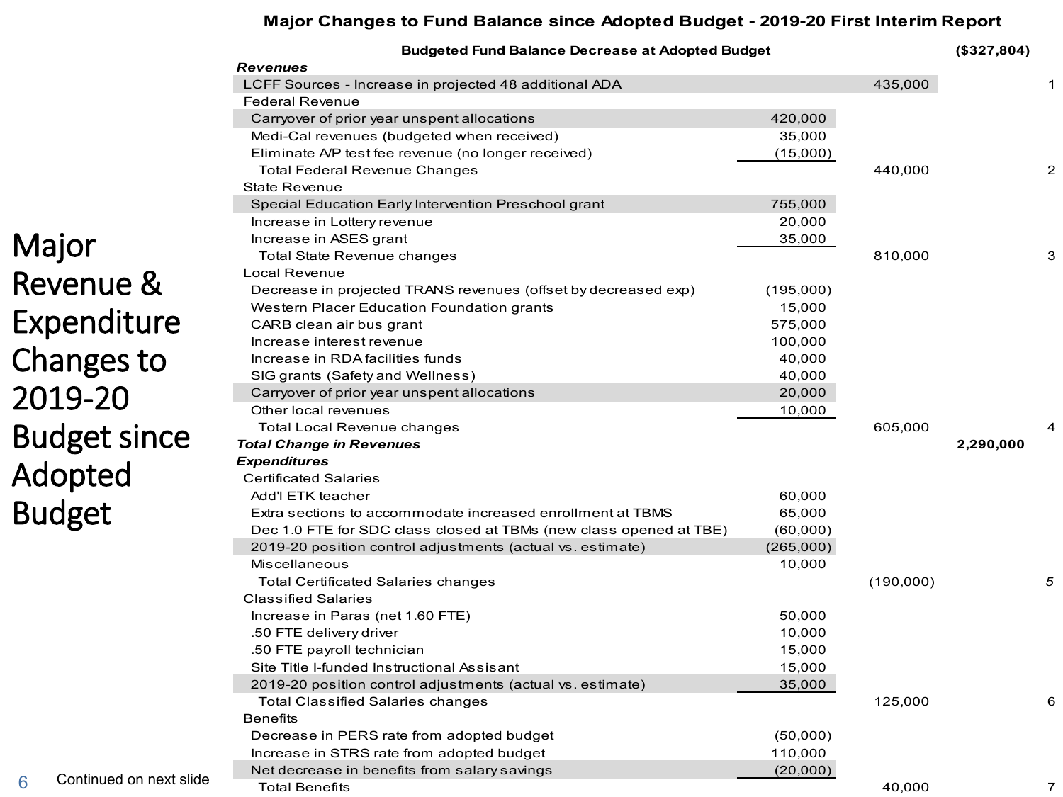# Major Revenue & Expenditure Changes to 2019-20 Budget since Adopted Budget

## Major Changes to Fund Balance since Adopted Budget - 2019-20 First Interim Report

| Item | Detail | Subtotal | Total | Ref |
|---|---|---|---|---|
| **Budgeted Fund Balance Decrease at Adopted Budget** | | | **($327,804)** | |
| ***Revenues*** | | | | |
| LCFF Sources - Increase in projected 48 additional ADA | | 435,000 | | 1 |
| Federal Revenue | | | | |
| Carryover of prior year unspent allocations | 420,000 | | | |
| Medi-Cal revenues (budgeted when received) | 35,000 | | | |
| Eliminate A/P test fee revenue (no longer received) | (15,000) | | | |
| Total Federal Revenue Changes | | 440,000 | | 2 |
| State Revenue | | | | |
| Special Education Early Intervention Preschool grant | 755,000 | | | |
| Increase in Lottery revenue | 20,000 | | | |
| Increase in ASES grant | 35,000 | | | |
| Total State Revenue changes | | 810,000 | | 3 |
| Local Revenue | | | | |
| Decrease in projected TRANS revenues (offset by decreased exp) | (195,000) | | | |
| Western Placer Education Foundation grants | 15,000 | | | |
| CARB clean air bus grant | 575,000 | | | |
| Increase interest revenue | 100,000 | | | |
| Increase in RDA facilities funds | 40,000 | | | |
| SIG grants (Safety and Wellness) | 40,000 | | | |
| Carryover of prior year unspent allocations | 20,000 | | | |
| Other local revenues | 10,000 | | | |
| Total Local Revenue changes | | 605,000 | | 4 |
| ***Total Change in Revenues*** | | | **2,290,000** | |
| ***Expenditures*** | | | | |
| Certificated Salaries | | | | |
| Add'l ETK teacher | 60,000 | | | |
| Extra sections to accommodate increased enrollment at TBMS | 65,000 | | | |
| Dec 1.0 FTE for SDC class closed at TBMs (new class opened at TBE) | (60,000) | | | |
| 2019-20 position control adjustments (actual vs. estimate) | (265,000) | | | |
| Miscellaneous | 10,000 | | | |
| Total Certificated Salaries changes | | (190,000) | | *5* |
| Classified Salaries | | | | |
| Increase in Paras (net 1.60 FTE) | 50,000 | | | |
| .50 FTE delivery driver | 10,000 | | | |
| .50 FTE payroll technician | 15,000 | | | |
| Site Title I-funded Instructional Assisant | 15,000 | | | |
| 2019-20 position control adjustments (actual vs. estimate) | 35,000 | | | |
| Total Classified Salaries changes | | 125,000 | | 6 |
| Benefits | | | | |
| Decrease in PERS rate from adopted budget | (50,000) | | | |
| Increase in STRS rate from adopted budget | 110,000 | | | |
| Net decrease in benefits from salary savings | (20,000) | | | |
| Total Benefits | | 40,000 | | 7 |

Continued on next slide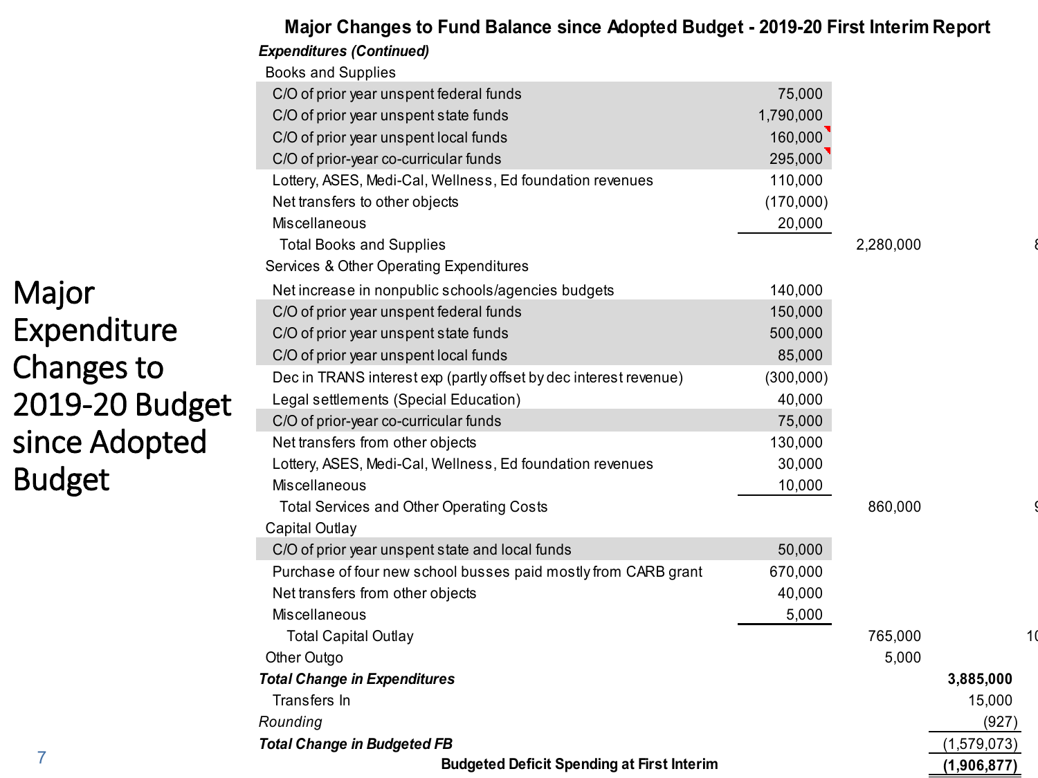# Major Expenditure Changes to 2019-20 Budget since Adopted Budget

## Major Changes to Fund Balance since Adopted Budget - 2019-20 First Interim Report

| ***Expenditures (Continued)*** | | | |
|---|---|---|---|
| Books and Supplies | | | |
| C/O of prior year unspent federal funds | 75,000 | | |
| C/O of prior year unspent state funds | 1,790,000 | | |
| C/O of prior year unspent local funds | 160,000 | | |
| C/O of prior-year co-curricular funds | 295,000 | | |
| Lottery, ASES, Medi-Cal, Wellness, Ed foundation revenues | 110,000 | | |
| Net transfers to other objects | (170,000) | | |
| Miscellaneous | 20,000 | | |
| Total Books and Supplies | | 2,280,000 | |
| Services & Other Operating Expenditures | | | |
| Net increase in nonpublic schools/agencies budgets | 140,000 | | |
| C/O of prior year unspent federal funds | 150,000 | | |
| C/O of prior year unspent state funds | 500,000 | | |
| C/O of prior year unspent local funds | 85,000 | | |
| Dec in TRANS interest exp (partly offset by dec interest revenue) | (300,000) | | |
| Legal settlements (Special Education) | 40,000 | | |
| C/O of prior-year co-curricular funds | 75,000 | | |
| Net transfers from other objects | 130,000 | | |
| Lottery, ASES, Medi-Cal, Wellness, Ed foundation revenues | 30,000 | | |
| Miscellaneous | 10,000 | | |
| Total Services and Other Operating Costs | | 860,000 | |
| Capital Outlay | | | |
| C/O of prior year unspent state and local funds | 50,000 | | |
| Purchase of four new school busses paid mostly from CARB grant | 670,000 | | |
| Net transfers from other objects | 40,000 | | |
| Miscellaneous | 5,000 | | |
| Total Capital Outlay | | 765,000 | |
| Other Outgo | | 5,000 | |
| ***Total Change in Expenditures*** | | | **3,885,000** |
| Transfers In | | | 15,000 |
| *Rounding* | | | (927) |
| ***Total Change in Budgeted FB*** | | | (1,579,073) |
| **Budgeted Deficit Spending at First Interim** | | | **(1,906,877)** |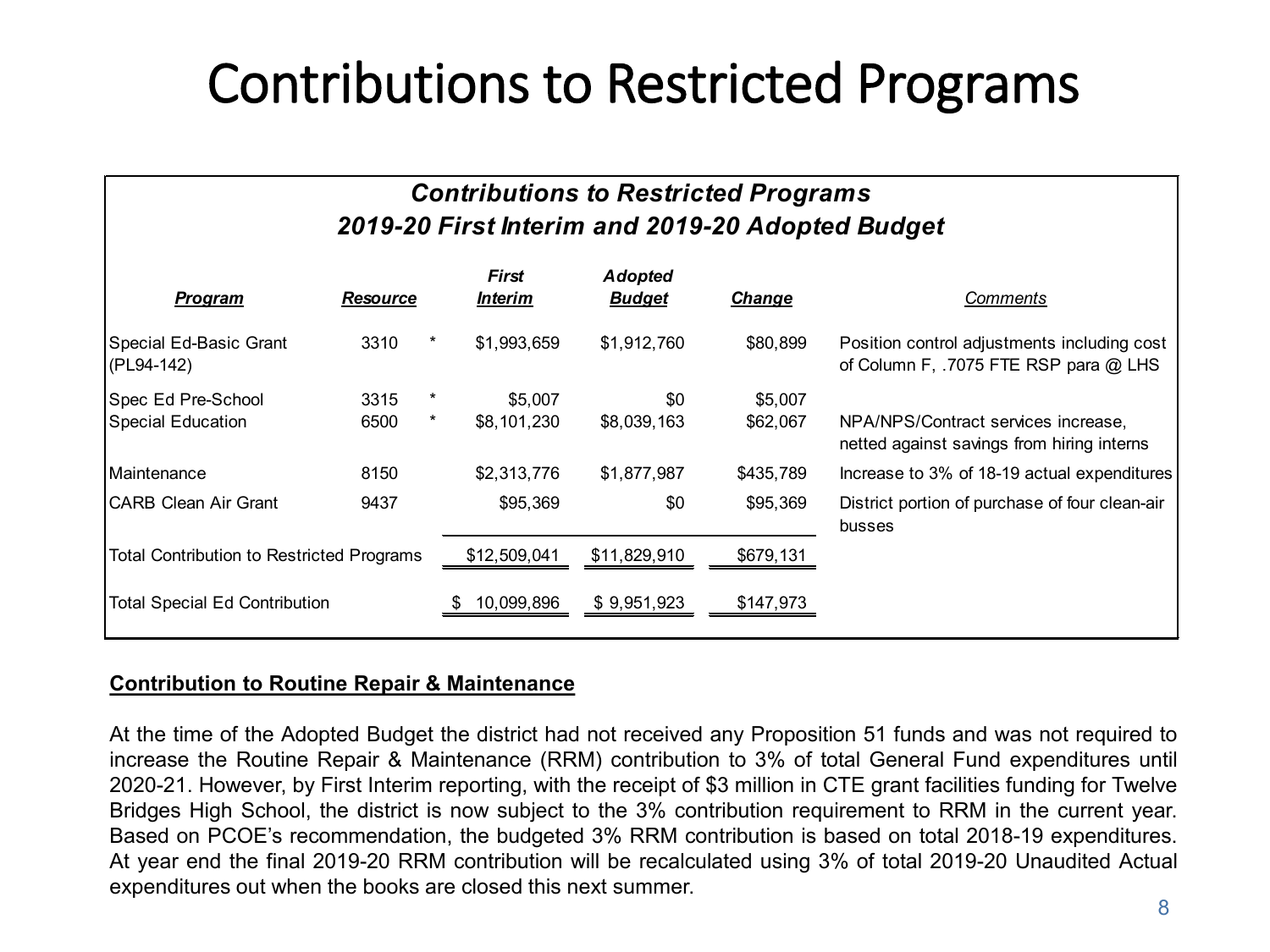# Contributions to Restricted Programs

***Contributions to Restricted Programs***
***2019-20 First Interim and 2019-20 Adopted Budget***

| ***Program*** | ***Resource*** | | ***First Interim*** | ***Adopted Budget*** | ***Change*** | *Comments* |
|---|---|---|---|---|---|---|
| Special Ed-Basic Grant (PL94-142) | 3310 | * | $1,993,659 | $1,912,760 | $80,899 | Position control adjustments including cost of Column F, .7075 FTE RSP para @ LHS |
| Spec Ed Pre-School | 3315 | * | $5,007 | $0 | $5,007 | |
| Special Education | 6500 | * | $8,101,230 | $8,039,163 | $62,067 | NPA/NPS/Contract services increase, netted against savings from hiring interns |
| Maintenance | 8150 | | $2,313,776 | $1,877,987 | $435,789 | Increase to 3% of 18-19 actual expenditures |
| CARB Clean Air Grant | 9437 | | $95,369 | $0 | $95,369 | District portion of purchase of four clean-air busses |
| Total Contribution to Restricted Programs | | | $12,509,041 | $11,829,910 | $679,131 | |
| Total Special Ed Contribution | | | $ 10,099,896 | $ 9,951,923 | $147,973 | |

**Contribution to Routine Repair & Maintenance**

At the time of the Adopted Budget the district had not received any Proposition 51 funds and was not required to increase the Routine Repair & Maintenance (RRM) contribution to 3% of total General Fund expenditures until 2020-21. However, by First Interim reporting, with the receipt of $3 million in CTE grant facilities funding for Twelve Bridges High School, the district is now subject to the 3% contribution requirement to RRM in the current year. Based on PCOE's recommendation, the budgeted 3% RRM contribution is based on total 2018-19 expenditures. At year end the final 2019-20 RRM contribution will be recalculated using 3% of total 2019-20 Unaudited Actual expenditures out when the books are closed this next summer.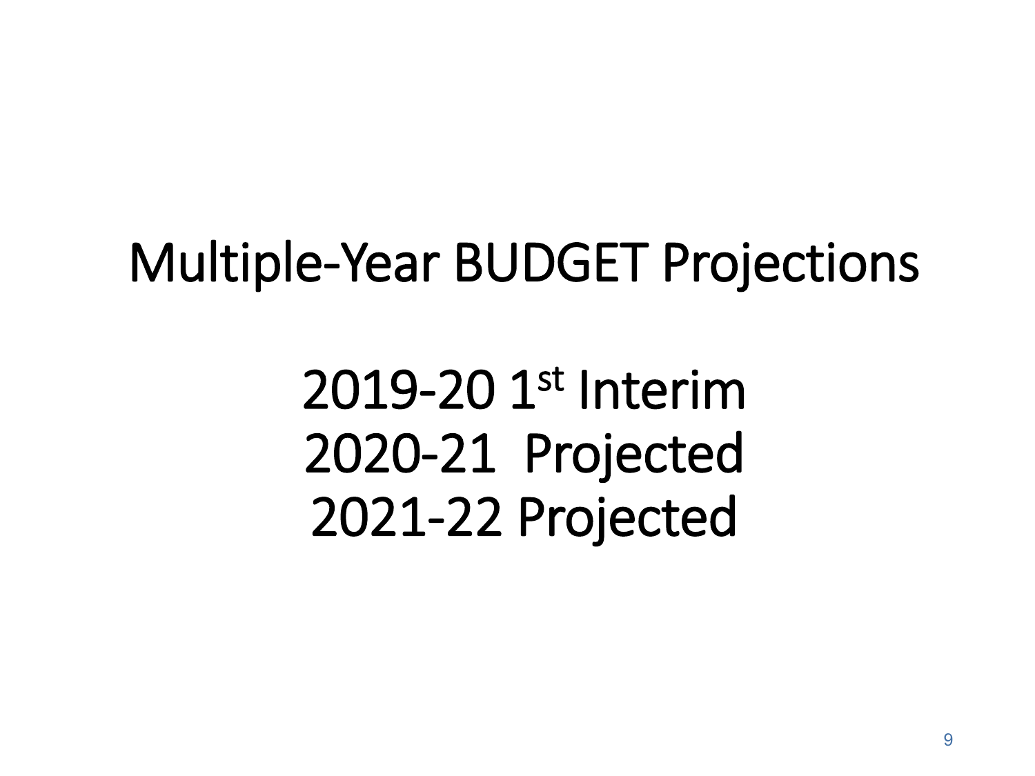# Multiple-Year BUDGET Projections

2019-20 1st Interim
2020-21 Projected
2021-22 Projected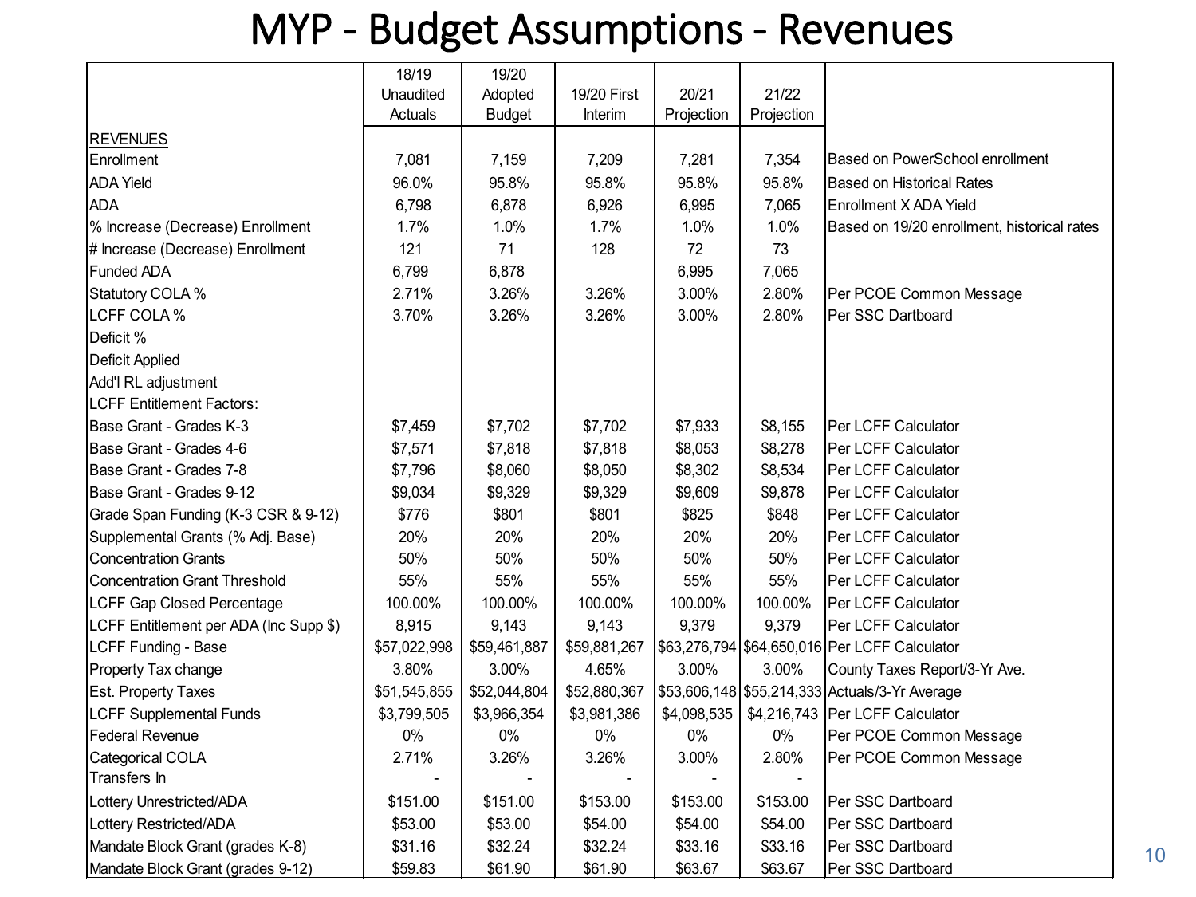# MYP - Budget Assumptions - Revenues

| | 18/19 Unaudited Actuals | 19/20 Adopted Budget | 19/20 First Interim | 20/21 Projection | 21/22 Projection | |
|---|---|---|---|---|---|---|
| REVENUES | | | | | | |
| Enrollment | 7,081 | 7,159 | 7,209 | 7,281 | 7,354 | Based on PowerSchool enrollment |
| ADA Yield | 96.0% | 95.8% | 95.8% | 95.8% | 95.8% | Based on Historical Rates |
| ADA | 6,798 | 6,878 | 6,926 | 6,995 | 7,065 | Enrollment X ADA Yield |
| % Increase (Decrease) Enrollment | 1.7% | 1.0% | 1.7% | 1.0% | 1.0% | Based on 19/20 enrollment, historical rates |
| # Increase (Decrease) Enrollment | 121 | 71 | 128 | 72 | 73 | |
| Funded ADA | 6,799 | 6,878 | | 6,995 | 7,065 | |
| Statutory COLA % | 2.71% | 3.26% | 3.26% | 3.00% | 2.80% | Per PCOE Common Message |
| LCFF COLA % | 3.70% | 3.26% | 3.26% | 3.00% | 2.80% | Per SSC Dartboard |
| Deficit % | | | | | | |
| Deficit Applied | | | | | | |
| Add'l RL adjustment | | | | | | |
| LCFF Entitlement Factors: | | | | | | |
| Base Grant - Grades K-3 | $7,459 | $7,702 | $7,702 | $7,933 | $8,155 | Per LCFF Calculator |
| Base Grant - Grades 4-6 | $7,571 | $7,818 | $7,818 | $8,053 | $8,278 | Per LCFF Calculator |
| Base Grant - Grades 7-8 | $7,796 | $8,060 | $8,050 | $8,302 | $8,534 | Per LCFF Calculator |
| Base Grant - Grades 9-12 | $9,034 | $9,329 | $9,329 | $9,609 | $9,878 | Per LCFF Calculator |
| Grade Span Funding (K-3 CSR & 9-12) | $776 | $801 | $801 | $825 | $848 | Per LCFF Calculator |
| Supplemental Grants (% Adj. Base) | 20% | 20% | 20% | 20% | 20% | Per LCFF Calculator |
| Concentration Grants | 50% | 50% | 50% | 50% | 50% | Per LCFF Calculator |
| Concentration Grant Threshold | 55% | 55% | 55% | 55% | 55% | Per LCFF Calculator |
| LCFF Gap Closed Percentage | 100.00% | 100.00% | 100.00% | 100.00% | 100.00% | Per LCFF Calculator |
| LCFF Entitlement per ADA (Inc Supp $) | 8,915 | 9,143 | 9,143 | 9,379 | 9,379 | Per LCFF Calculator |
| LCFF Funding - Base | $57,022,998 | $59,461,887 | $59,881,267 | $63,276,794 | $64,650,016 | Per LCFF Calculator |
| Property Tax change | 3.80% | 3.00% | 4.65% | 3.00% | 3.00% | County Taxes Report/3-Yr Ave. |
| Est. Property Taxes | $51,545,855 | $52,044,804 | $52,880,367 | $53,606,148 | $55,214,333 | Actuals/3-Yr Average |
| LCFF Supplemental Funds | $3,799,505 | $3,966,354 | $3,981,386 | $4,098,535 | $4,216,743 | Per LCFF Calculator |
| Federal Revenue | 0% | 0% | 0% | 0% | 0% | Per PCOE Common Message |
| Categorical COLA | 2.71% | 3.26% | 3.26% | 3.00% | 2.80% | Per PCOE Common Message |
| Transfers In | - | - | - | - | - | |
| Lottery Unrestricted/ADA | $151.00 | $151.00 | $153.00 | $153.00 | $153.00 | Per SSC Dartboard |
| Lottery Restricted/ADA | $53.00 | $53.00 | $54.00 | $54.00 | $54.00 | Per SSC Dartboard |
| Mandate Block Grant (grades K-8) | $31.16 | $32.24 | $32.24 | $33.16 | $33.16 | Per SSC Dartboard |
| Mandate Block Grant (grades 9-12) | $59.83 | $61.90 | $61.90 | $63.67 | $63.67 | Per SSC Dartboard |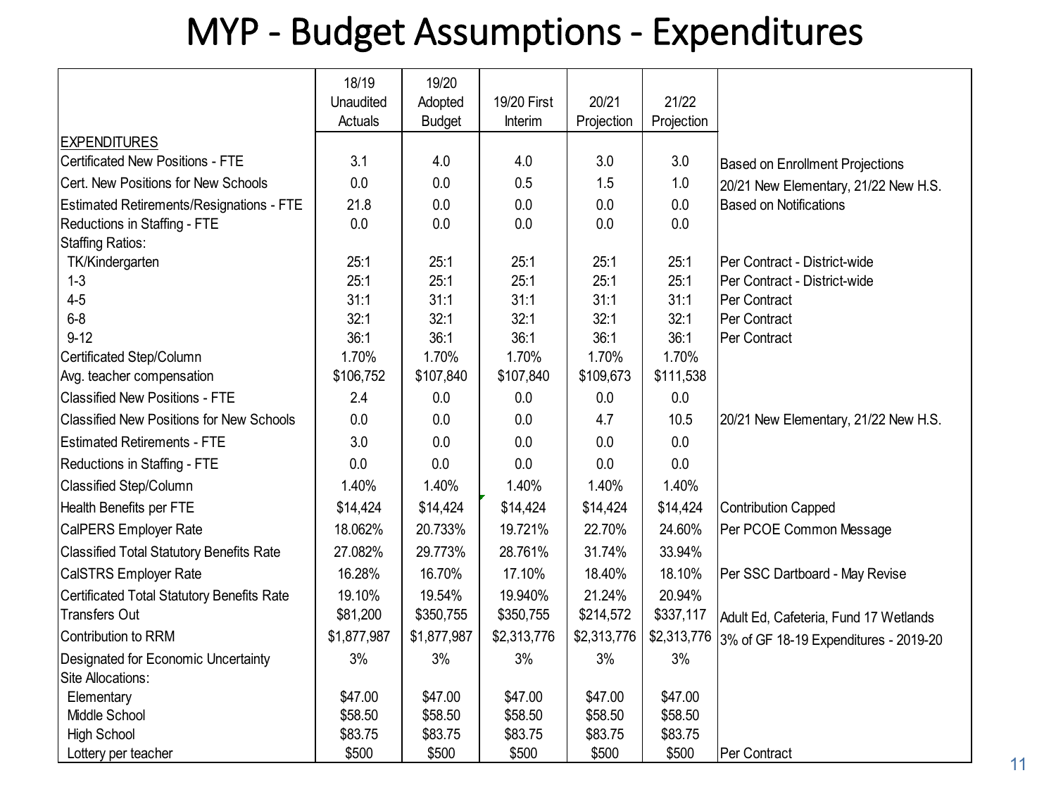# MYP - Budget Assumptions - Expenditures

| | 18/19 Unaudited Actuals | 19/20 Adopted Budget | 19/20 First Interim | 20/21 Projection | 21/22 Projection | |
|---|---|---|---|---|---|---|
| EXPENDITURES | | | | | | |
| Certificated New Positions - FTE | 3.1 | 4.0 | 4.0 | 3.0 | 3.0 | Based on Enrollment Projections |
| Cert. New Positions for New Schools | 0.0 | 0.0 | 0.5 | 1.5 | 1.0 | 20/21 New Elementary, 21/22 New H.S. |
| Estimated Retirements/Resignations - FTE | 21.8 | 0.0 | 0.0 | 0.0 | 0.0 | Based on Notifications |
| Reductions in Staffing - FTE | 0.0 | 0.0 | 0.0 | 0.0 | 0.0 | |
| Staffing Ratios: | | | | | | |
| TK/Kindergarten | 25:1 | 25:1 | 25:1 | 25:1 | 25:1 | Per Contract - District-wide |
| 1-3 | 25:1 | 25:1 | 25:1 | 25:1 | 25:1 | Per Contract - District-wide |
| 4-5 | 31:1 | 31:1 | 31:1 | 31:1 | 31:1 | Per Contract |
| 6-8 | 32:1 | 32:1 | 32:1 | 32:1 | 32:1 | Per Contract |
| 9-12 | 36:1 | 36:1 | 36:1 | 36:1 | 36:1 | Per Contract |
| Certificated Step/Column | 1.70% | 1.70% | 1.70% | 1.70% | 1.70% | |
| Avg. teacher compensation | $106,752 | $107,840 | $107,840 | $109,673 | $111,538 | |
| Classified New Positions - FTE | 2.4 | 0.0 | 0.0 | 0.0 | 0.0 | |
| Classified New Positions for New Schools | 0.0 | 0.0 | 0.0 | 4.7 | 10.5 | 20/21 New Elementary, 21/22 New H.S. |
| Estimated Retirements - FTE | 3.0 | 0.0 | 0.0 | 0.0 | 0.0 | |
| Reductions in Staffing - FTE | 0.0 | 0.0 | 0.0 | 0.0 | 0.0 | |
| Classified Step/Column | 1.40% | 1.40% | 1.40% | 1.40% | 1.40% | |
| Health Benefits per FTE | $14,424 | $14,424 | $14,424 | $14,424 | $14,424 | Contribution Capped |
| CalPERS Employer Rate | 18.062% | 20.733% | 19.721% | 22.70% | 24.60% | Per PCOE Common Message |
| Classified Total Statutory Benefits Rate | 27.082% | 29.773% | 28.761% | 31.74% | 33.94% | |
| CalSTRS Employer Rate | 16.28% | 16.70% | 17.10% | 18.40% | 18.10% | Per SSC Dartboard - May Revise |
| Certificated Total Statutory Benefits Rate | 19.10% | 19.54% | 19.940% | 21.24% | 20.94% | |
| Transfers Out | $81,200 | $350,755 | $350,755 | $214,572 | $337,117 | Adult Ed, Cafeteria, Fund 17 Wetlands |
| Contribution to RRM | $1,877,987 | $1,877,987 | $2,313,776 | $2,313,776 | $2,313,776 | 3% of GF 18-19 Expenditures - 2019-20 |
| Designated for Economic Uncertainty | 3% | 3% | 3% | 3% | 3% | |
| Site Allocations: | | | | | | |
| Elementary | $47.00 | $47.00 | $47.00 | $47.00 | $47.00 | |
| Middle School | $58.50 | $58.50 | $58.50 | $58.50 | $58.50 | |
| High School | $83.75 | $83.75 | $83.75 | $83.75 | $83.75 | |
| Lottery per teacher | $500 | $500 | $500 | $500 | $500 | Per Contract |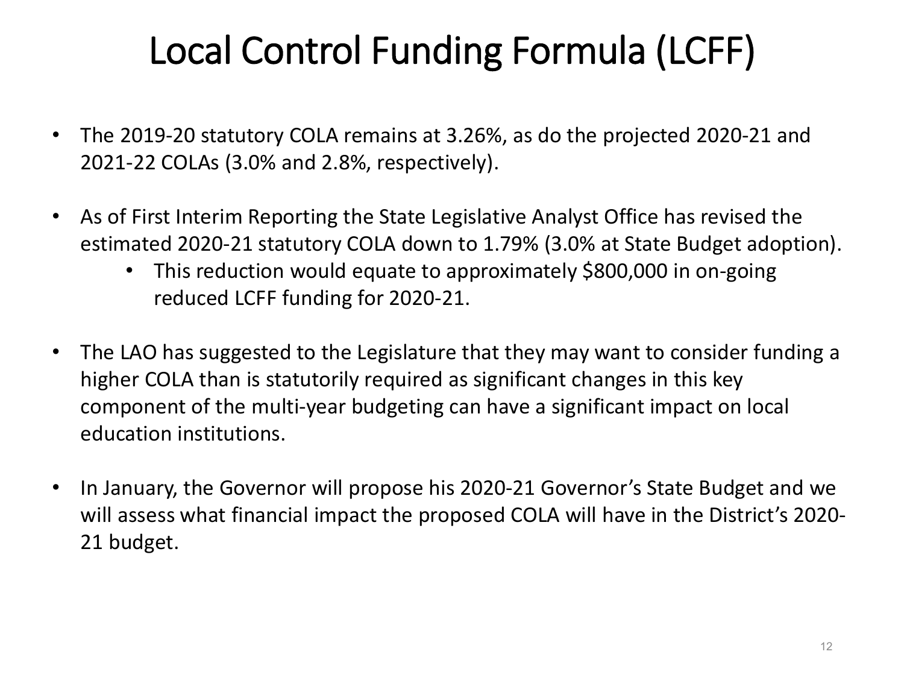# Local Control Funding Formula (LCFF)

- The 2019-20 statutory COLA remains at 3.26%, as do the projected 2020-21 and 2021-22 COLAs (3.0% and 2.8%, respectively).
- As of First Interim Reporting the State Legislative Analyst Office has revised the estimated 2020-21 statutory COLA down to 1.79% (3.0% at State Budget adoption).
  - This reduction would equate to approximately $800,000 in on-going reduced LCFF funding for 2020-21.
- The LAO has suggested to the Legislature that they may want to consider funding a higher COLA than is statutorily required as significant changes in this key component of the multi-year budgeting can have a significant impact on local education institutions.
- In January, the Governor will propose his 2020-21 Governor's State Budget and we will assess what financial impact the proposed COLA will have in the District's 2020-21 budget.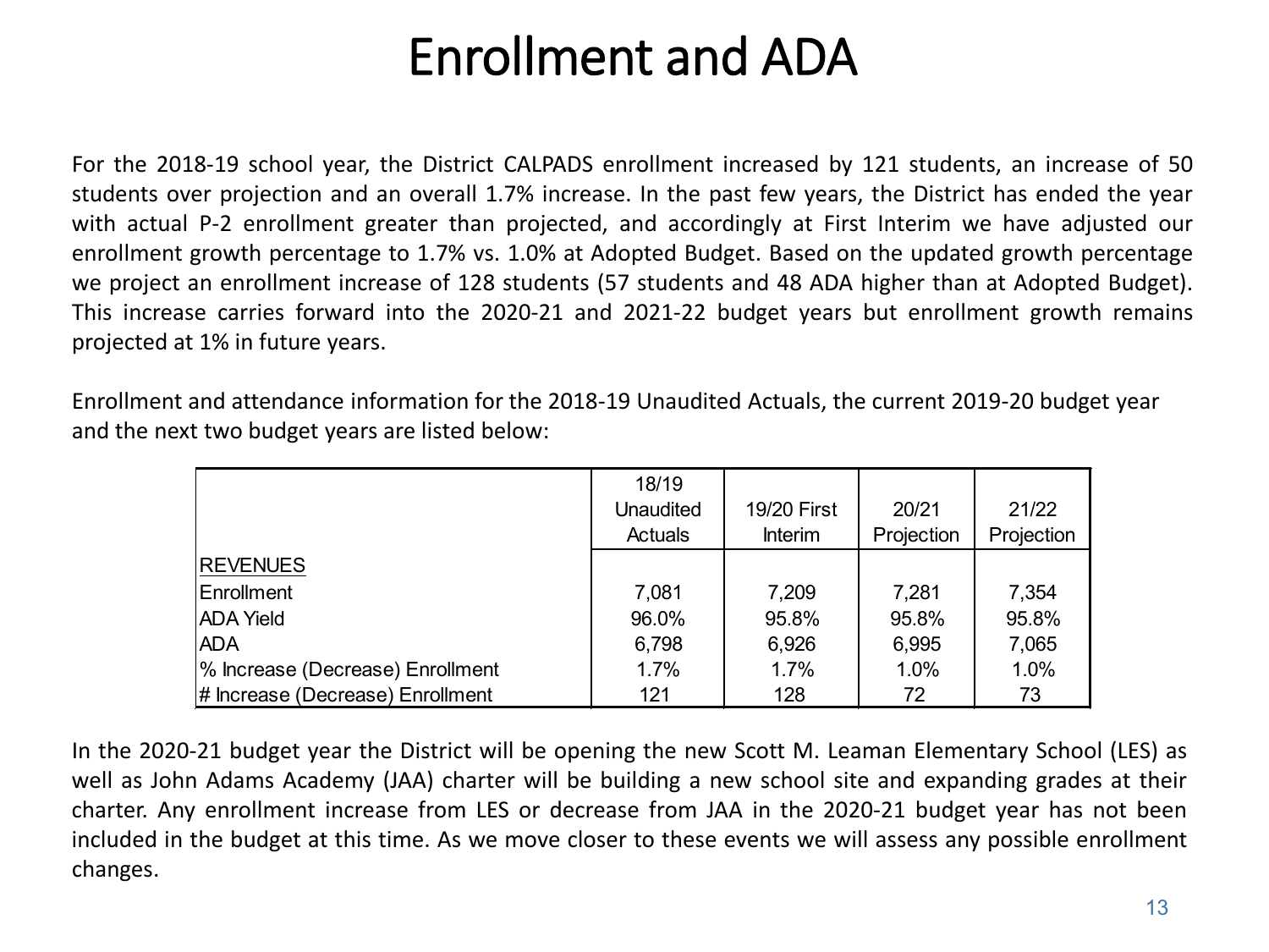# Enrollment and ADA

For the 2018-19 school year, the District CALPADS enrollment increased by 121 students, an increase of 50 students over projection and an overall 1.7% increase. In the past few years, the District has ended the year with actual P-2 enrollment greater than projected, and accordingly at First Interim we have adjusted our enrollment growth percentage to 1.7% vs. 1.0% at Adopted Budget. Based on the updated growth percentage we project an enrollment increase of 128 students (57 students and 48 ADA higher than at Adopted Budget). This increase carries forward into the 2020-21 and 2021-22 budget years but enrollment growth remains projected at 1% in future years.

Enrollment and attendance information for the 2018-19 Unaudited Actuals, the current 2019-20 budget year and the next two budget years are listed below:

| | 18/19 Unaudited Actuals | 19/20 First Interim | 20/21 Projection | 21/22 Projection |
|---|---|---|---|---|
| REVENUES | | | | |
| Enrollment | 7,081 | 7,209 | 7,281 | 7,354 |
| ADA Yield | 96.0% | 95.8% | 95.8% | 95.8% |
| ADA | 6,798 | 6,926 | 6,995 | 7,065 |
| % Increase (Decrease) Enrollment | 1.7% | 1.7% | 1.0% | 1.0% |
| # Increase (Decrease) Enrollment | 121 | 128 | 72 | 73 |

In the 2020-21 budget year the District will be opening the new Scott M. Leaman Elementary School (LES) as well as John Adams Academy (JAA) charter will be building a new school site and expanding grades at their charter. Any enrollment increase from LES or decrease from JAA in the 2020-21 budget year has not been included in the budget at this time. As we move closer to these events we will assess any possible enrollment changes.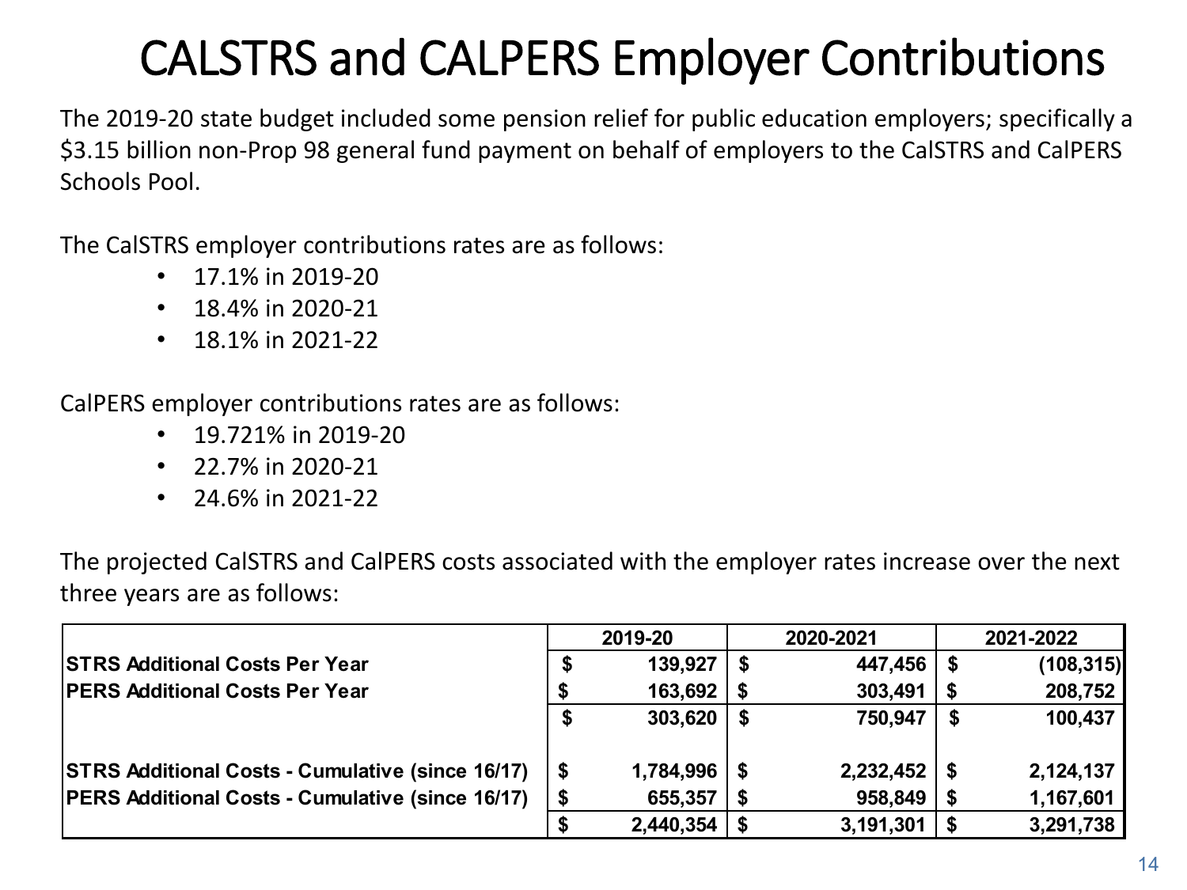# CALSTRS and CALPERS Employer Contributions

The 2019-20 state budget included some pension relief for public education employers; specifically a $3.15 billion non-Prop 98 general fund payment on behalf of employers to the CalSTRS and CalPERS Schools Pool.

The CalSTRS employer contributions rates are as follows:

- 17.1% in 2019-20
- 18.4% in 2020-21
- 18.1% in 2021-22

CalPERS employer contributions rates are as follows:

- 19.721% in 2019-20
- 22.7% in 2020-21
- 24.6% in 2021-22

The projected CalSTRS and CalPERS costs associated with the employer rates increase over the next three years are as follows:

| | 2019-20 | 2020-2021 | 2021-2022 |
|---|---|---|---|
| **STRS Additional Costs Per Year** | $ 139,927 | $ 447,456 | $ (108,315) |
| **PERS Additional Costs Per Year** | $ 163,692 | $ 303,491 | $ 208,752 |
| | $ 303,620 | $ 750,947 | $ 100,437 |
| | | | |
| **STRS Additional Costs - Cumulative (since 16/17)** | $ 1,784,996 | $ 2,232,452 | $ 2,124,137 |
| **PERS Additional Costs - Cumulative (since 16/17)** | $ 655,357 | $ 958,849 | $ 1,167,601 |
| | $ 2,440,354 | $ 3,191,301 | $ 3,291,738 |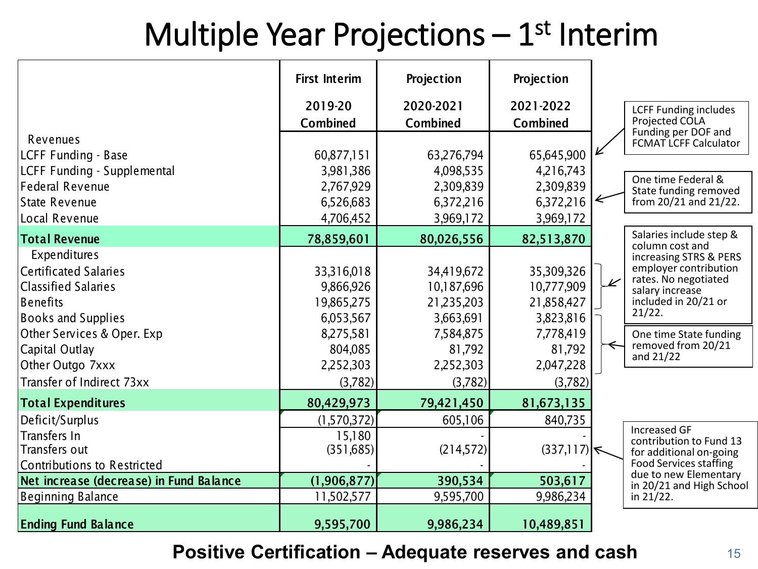# Multiple Year Projections – 1st Interim

| | First Interim 2019-20 Combined | Projection 2020-2021 Combined | Projection 2021-2022 Combined |
|---|---|---|---|
| Revenues | | | |
| LCFF Funding - Base | 60,877,151 | 63,276,794 | 65,645,900 |
| LCFF Funding - Supplemental | 3,981,386 | 4,098,535 | 4,216,743 |
| Federal Revenue | 2,767,929 | 2,309,839 | 2,309,839 |
| State Revenue | 6,526,683 | 6,372,216 | 6,372,216 |
| Local Revenue | 4,706,452 | 3,969,172 | 3,969,172 |
| **Total Revenue** | **78,859,601** | **80,026,556** | **82,513,870** |
| Expenditures | | | |
| Certificated Salaries | 33,316,018 | 34,419,672 | 35,309,326 |
| Classified Salaries | 9,866,926 | 10,187,696 | 10,777,909 |
| Benefits | 19,865,275 | 21,235,203 | 21,858,427 |
| Books and Supplies | 6,053,567 | 3,663,691 | 3,823,816 |
| Other Services & Oper. Exp | 8,275,581 | 7,584,875 | 7,778,419 |
| Capital Outlay | 804,085 | 81,792 | 81,792 |
| Other Outgo 7xxx | 2,252,303 | 2,252,303 | 2,047,228 |
| Transfer of Indirect 73xx | (3,782) | (3,782) | (3,782) |
| **Total Expenditures** | **80,429,973** | **79,421,450** | **81,673,135** |
| Deficit/Surplus | (1,570,372) | 605,106 | 840,735 |
| Transfers In | 15,180 | - | - |
| Transfers out | (351,685) | (214,572) | (337,117) |
| Contributions to Restricted | - | - | - |
| **Net increase (decrease) in Fund Balance** | **(1,906,877)** | **390,534** | **503,617** |
| Beginning Balance | 11,502,577 | 9,595,700 | 9,986,234 |
| **Ending Fund Balance** | **9,595,700** | **9,986,234** | **10,489,851** |

- LCFF Funding includes Projected COLA Funding per DOF and FCMAT LCFF Calculator
- One time Federal & State funding removed from 20/21 and 21/22.
- Salaries include step & column cost and increasing STRS & PERS employer contribution rates. No negotiated salary increase included in 20/21 or 21/22.
- One time State funding removed from 20/21 and 21/22
- Increased GF contribution to Fund 13 for additional on-going Food Services staffing due to new Elementary in 20/21 and High School in 21/22.

**Positive Certification – Adequate reserves and cash**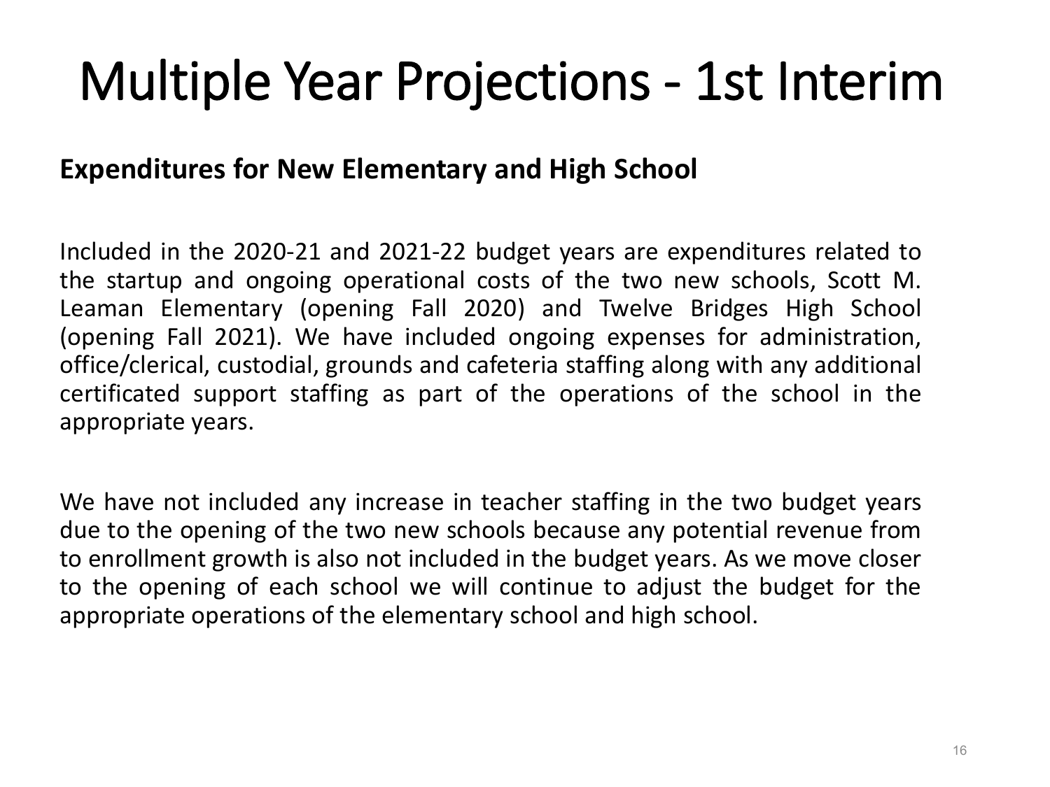# Multiple Year Projections - 1st Interim

**Expenditures for New Elementary and High School**

Included in the 2020-21 and 2021-22 budget years are expenditures related to the startup and ongoing operational costs of the two new schools, Scott M. Leaman Elementary (opening Fall 2020) and Twelve Bridges High School (opening Fall 2021). We have included ongoing expenses for administration, office/clerical, custodial, grounds and cafeteria staffing along with any additional certificated support staffing as part of the operations of the school in the appropriate years.

We have not included any increase in teacher staffing in the two budget years due to the opening of the two new schools because any potential revenue from to enrollment growth is also not included in the budget years. As we move closer to the opening of each school we will continue to adjust the budget for the appropriate operations of the elementary school and high school.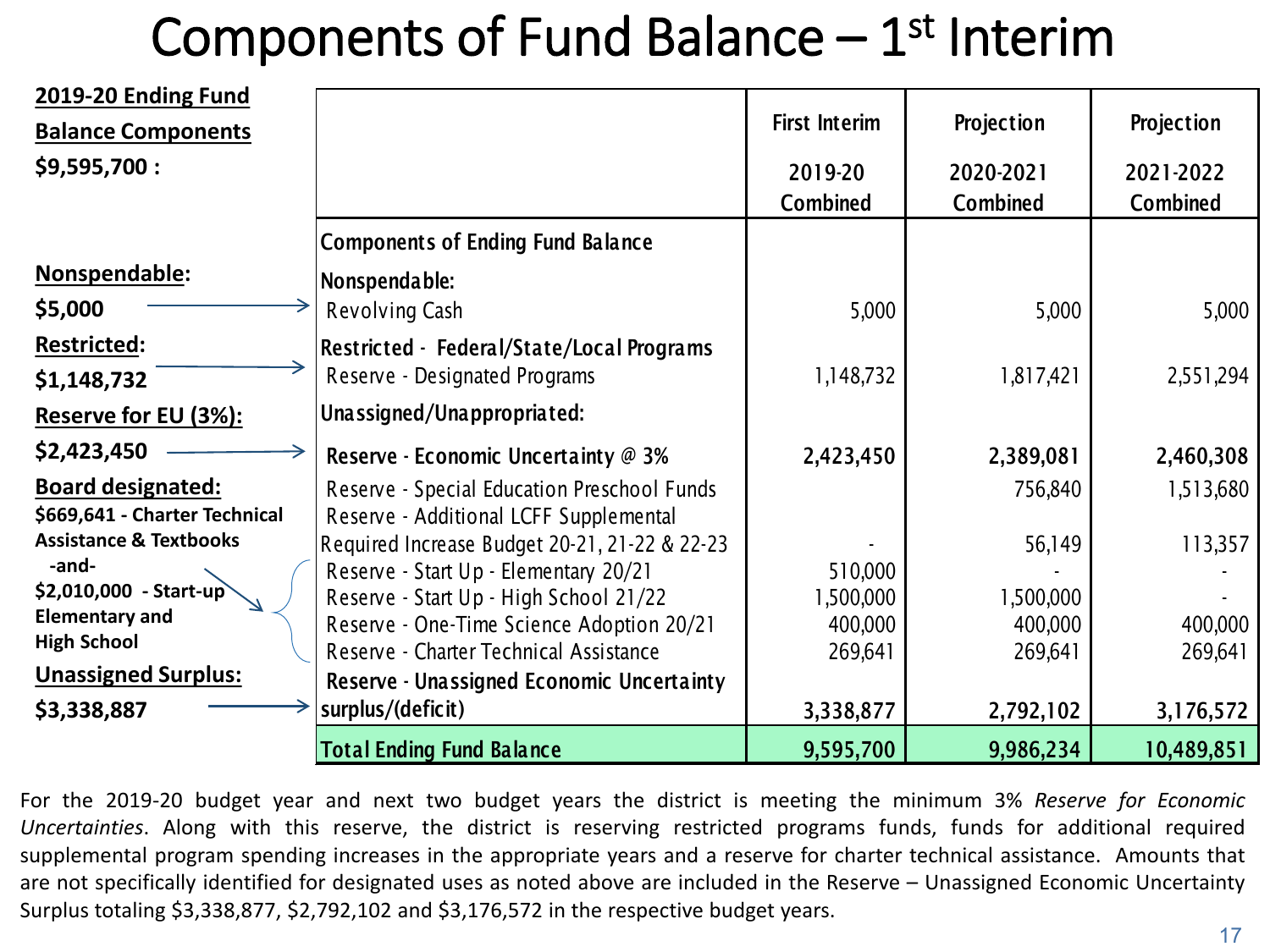# Components of Fund Balance – 1st Interim

**2019-20 Ending Fund Balance Components**
**$9,595,700 :**

**Nonspendable:**
**$5,000**

**Restricted:**
**$1,148,732**

**Reserve for EU (3%):**
**$2,423,450**

**Board designated:**
**$669,641 - Charter Technical Assistance & Textbooks**
**-and-**
**$2,010,000 - Start-up Elementary and High School**

**Unassigned Surplus:**
**$3,338,887**

| | First Interim 2019-20 Combined | Projection 2020-2021 Combined | Projection 2021-2022 Combined |
|---|---|---|---|
| **Components of Ending Fund Balance** | | | |
| **Nonspendable:** | | | |
| Revolving Cash | 5,000 | 5,000 | 5,000 |
| **Restricted - Federal/State/Local Programs** | | | |
| Reserve - Designated Programs | 1,148,732 | 1,817,421 | 2,551,294 |
| **Unassigned/Unappropriated:** | | | |
| **Reserve - Economic Uncertainty @ 3%** | **2,423,450** | **2,389,081** | **2,460,308** |
| Reserve - Special Education Preschool Funds | | 756,840 | 1,513,680 |
| Reserve - Additional LCFF Supplemental Required Increase Budget 20-21, 21-22 & 22-23 | - | 56,149 | 113,357 |
| Reserve - Start Up - Elementary 20/21 | 510,000 | - | - |
| Reserve - Start Up - High School 21/22 | 1,500,000 | 1,500,000 | - |
| Reserve - One-Time Science Adoption 20/21 | 400,000 | 400,000 | 400,000 |
| Reserve - Charter Technical Assistance | 269,641 | 269,641 | 269,641 |
| **Reserve - Unassigned Economic Uncertainty surplus/(deficit)** | **3,338,877** | **2,792,102** | **3,176,572** |
| **Total Ending Fund Balance** | **9,595,700** | **9,986,234** | **10,489,851** |

For the 2019-20 budget year and next two budget years the district is meeting the minimum 3% *Reserve for Economic Uncertainties*. Along with this reserve, the district is reserving restricted programs funds, funds for additional required supplemental program spending increases in the appropriate years and a reserve for charter technical assistance. Amounts that are not specifically identified for designated uses as noted above are included in the Reserve – Unassigned Economic Uncertainty Surplus totaling $3,338,877, $2,792,102 and $3,176,572 in the respective budget years.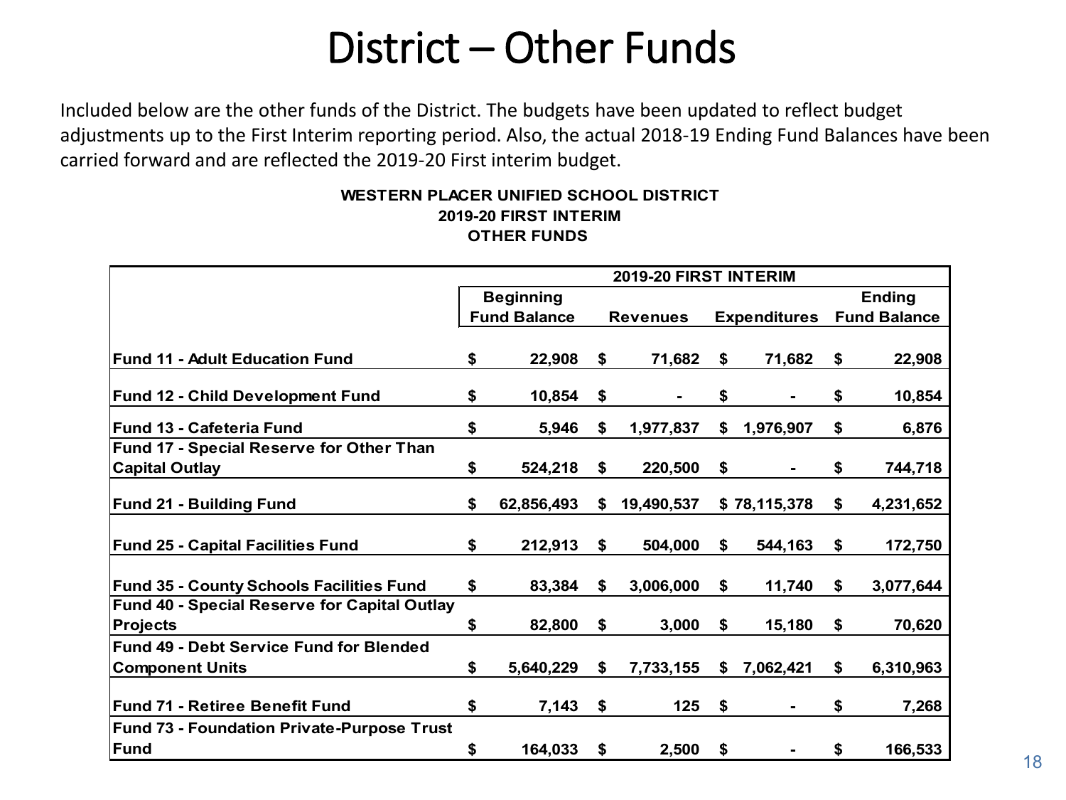# District – Other Funds

Included below are the other funds of the District. The budgets have been updated to reflect budget adjustments up to the First Interim reporting period. Also, the actual 2018-19 Ending Fund Balances have been carried forward and are reflected the 2019-20 First interim budget.

**WESTERN PLACER UNIFIED SCHOOL DISTRICT**
**2019-20 FIRST INTERIM**
**OTHER FUNDS**

| | 2019-20 FIRST INTERIM | | | |
|---|---|---|---|---|
| | Beginning Fund Balance | Revenues | Expenditures | Ending Fund Balance |
| **Fund 11 - Adult Education Fund** | $ 22,908 | $ 71,682 | $ 71,682 | $ 22,908 |
| **Fund 12 - Child Development Fund** | $ 10,854 | $ - | $ - | $ 10,854 |
| **Fund 13 - Cafeteria Fund** | $ 5,946 | $ 1,977,837 | $ 1,976,907 | $ 6,876 |
| **Fund 17 - Special Reserve for Other Than Capital Outlay** | $ 524,218 | $ 220,500 | $ - | $ 744,718 |
| **Fund 21 - Building Fund** | $ 62,856,493 | $ 19,490,537 | $ 78,115,378 | $ 4,231,652 |
| **Fund 25 - Capital Facilities Fund** | $ 212,913 | $ 504,000 | $ 544,163 | $ 172,750 |
| **Fund 35 - County Schools Facilities Fund** | $ 83,384 | $ 3,006,000 | $ 11,740 | $ 3,077,644 |
| **Fund 40 - Special Reserve for Capital Outlay Projects** | $ 82,800 | $ 3,000 | $ 15,180 | $ 70,620 |
| **Fund 49 - Debt Service Fund for Blended Component Units** | $ 5,640,229 | $ 7,733,155 | $ 7,062,421 | $ 6,310,963 |
| **Fund 71 - Retiree Benefit Fund** | $ 7,143 | $ 125 | $ - | $ 7,268 |
| **Fund 73 - Foundation Private-Purpose Trust Fund** | $ 164,033 | $ 2,500 | $ - | $ 166,533 |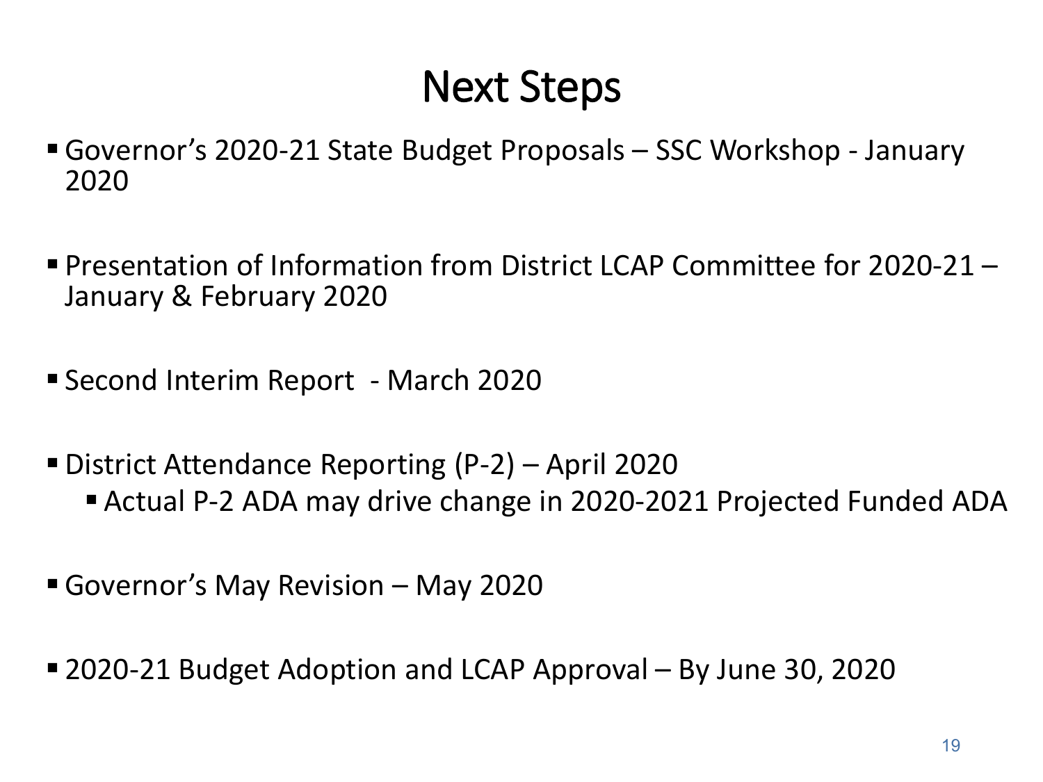# Next Steps

- Governor's 2020-21 State Budget Proposals – SSC Workshop - January 2020
- Presentation of Information from District LCAP Committee for 2020-21 – January & February 2020
- Second Interim Report - March 2020
- District Attendance Reporting (P-2) – April 2020
  - Actual P-2 ADA may drive change in 2020-2021 Projected Funded ADA
- Governor's May Revision – May 2020
- 2020-21 Budget Adoption and LCAP Approval – By June 30, 2020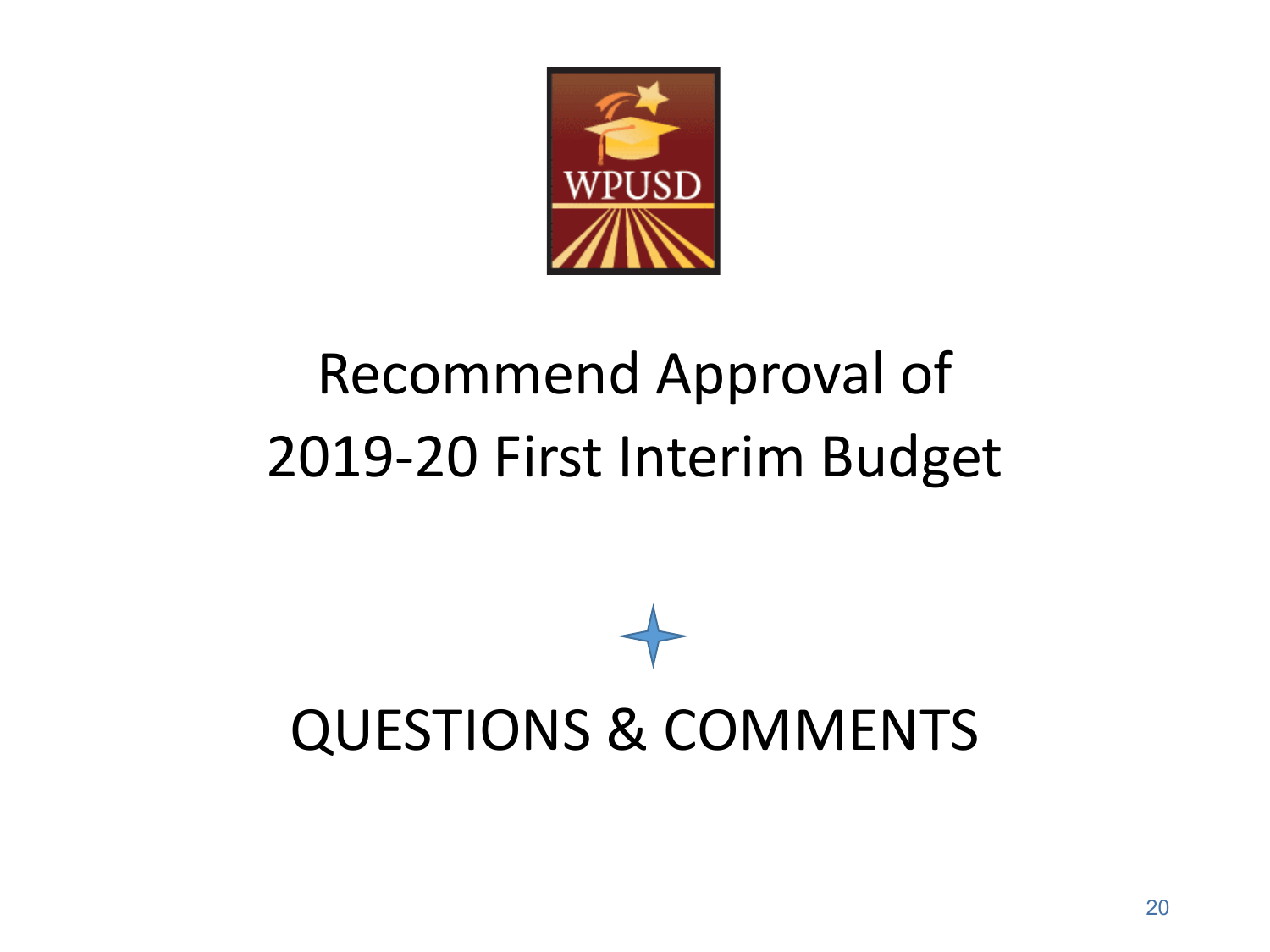# Recommend Approval of 2019-20 First Interim Budget

## QUESTIONS & COMMENTS